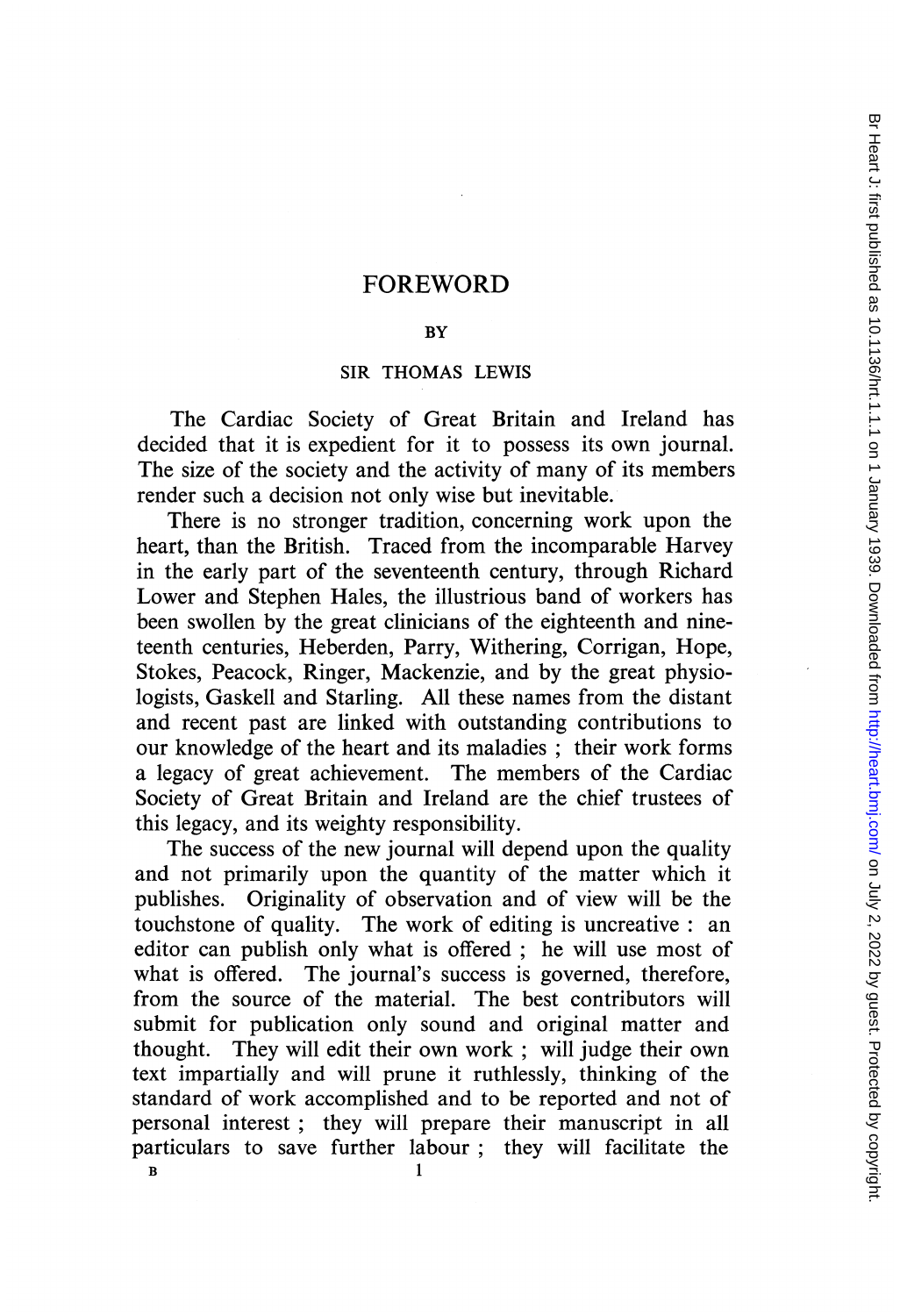# FOREWORD

BY

SIR THOMAS LEWIS

The Cardiac Society of Great Britain and Ireland has decided that it is expedient for it to possess its own journal. The size of the society and the activity of many of its members render such a decision not only wise but inevitable.

There is no stronger tradition, concerning work upon the heart, than the British. Traced from the incomparable Harvey in the early part of the seventeenth century, through Richard Lower and Stephen Hales, the illustrious band of workers has been swollen by the great clinicians of the eighteenth and nineteenth centuries, Heberden, Parry, Withering, Corrigan, Hope, Stokes, Peacock, Ringer, Mackenzie, and by the great physiologists, Gaskell and Starling. All these names from the distant and recent past are linked with outstanding contributions to our knowledge of the heart and its maladies ; their work forms a legacy of great achievement. The members of the Cardiac Society of Great Britain and Ireland are the chief trustees of this legacy, and its weighty responsibility.

The success of the new journal will depend upon the quality and not primarily upon the quantity of the matter which it publishes. Originality of observation and of view will be the touchstone of quality. The work of editing is uncreative : an editor can publish only what is offered ; he will use most of what is offered. The journal's success is governed, therefore, from the source of the material. The best contributors will submit for publication only sound and original matter and thought. They will edit their own work ; will judge their own text impartially and will prune it ruthlessly, thinking of the standard of work accomplished and to be reported and not of personal interest ; they will prepare their manuscript in all particulars to save further labour ; they will facilitate the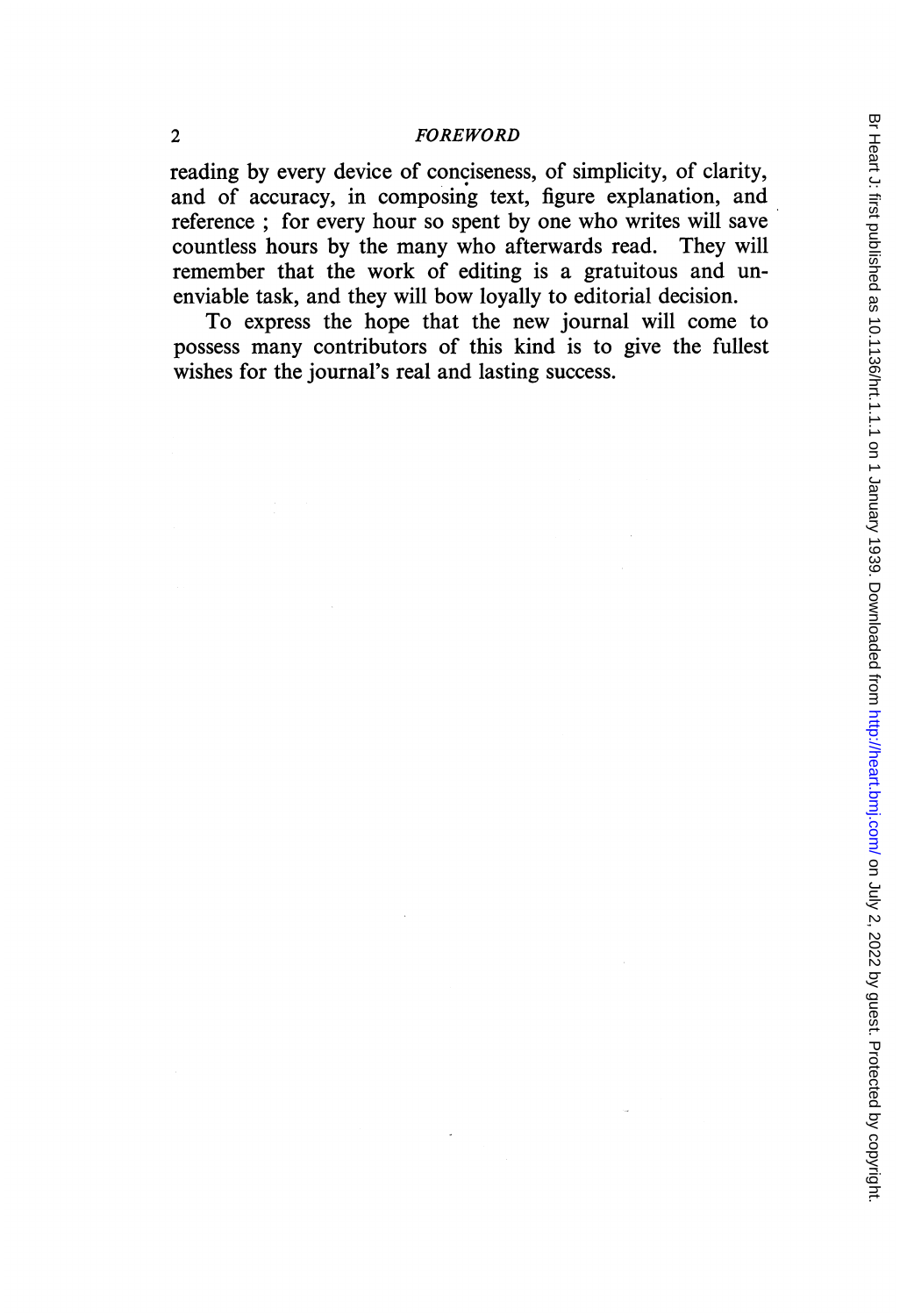reading by every device of conciseness, of simplicity, of clarity, and of accuracy, in composing text, figure explanation, and reference ; for every hour so spent by one who writes will save countless hours by the many who afterwards read. They will remember that the work of editing is a gratuitous and unenviable task, and they will bow loyally to editorial decision.

To express the hope that the new journal will come to possess many contributors of this kind is to give the fullest wishes for the journal's real and lasting success.